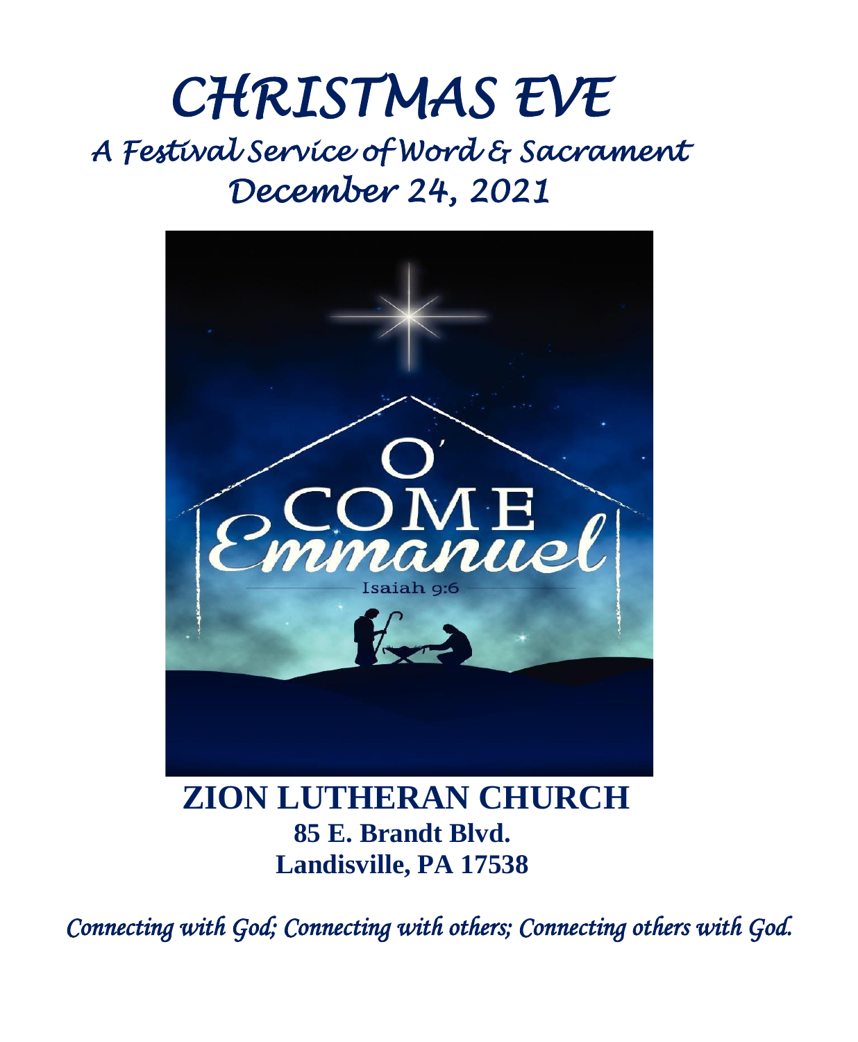# CHRISTMAS EVE

## A Festival Service of Word & Sacrament

## December 24, 2021

O' COME Emmanuel

Isaiah 9:6

# ZION LUTHERAN CHURCH

**85 E. Brandt Blvd.**

**Landisville, PA 17538**

*Connecting with God; Connecting with others; Connecting others with God.*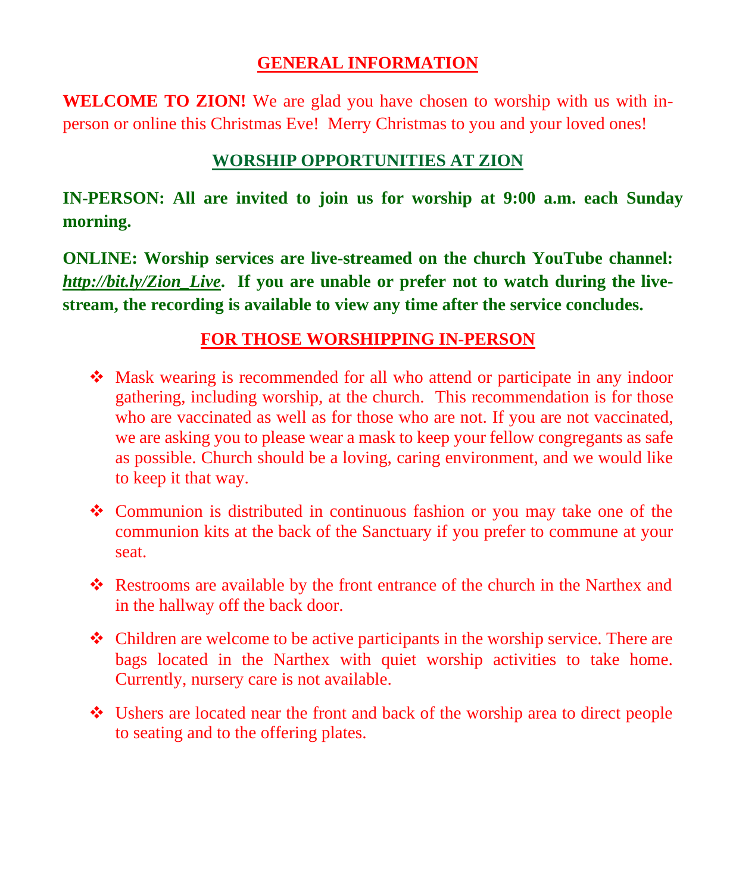## GENERAL INFORMATION

**WELCOME TO ZION!** We are glad you have chosen to worship with us with in-person or online this Christmas Eve! Merry Christmas to you and your loved ones!

## WORSHIP OPPORTUNITIES AT ZION

**IN-PERSON: All are invited to join us for worship at 9:00 a.m. each Sunday morning.**

**ONLINE: Worship services are live-streamed on the church YouTube channel: *http://bit.ly/Zion_Live*. If you are unable or prefer not to watch during the live-stream, the recording is available to view any time after the service concludes.**

## FOR THOSE WORSHIPPING IN-PERSON

- Mask wearing is recommended for all who attend or participate in any indoor gathering, including worship, at the church. This recommendation is for those who are vaccinated as well as for those who are not. If you are not vaccinated, we are asking you to please wear a mask to keep your fellow congregants as safe as possible. Church should be a loving, caring environment, and we would like to keep it that way.
- Communion is distributed in continuous fashion or you may take one of the communion kits at the back of the Sanctuary if you prefer to commune at your seat.
- Restrooms are available by the front entrance of the church in the Narthex and in the hallway off the back door.
- Children are welcome to be active participants in the worship service. There are bags located in the Narthex with quiet worship activities to take home. Currently, nursery care is not available.
- Ushers are located near the front and back of the worship area to direct people to seating and to the offering plates.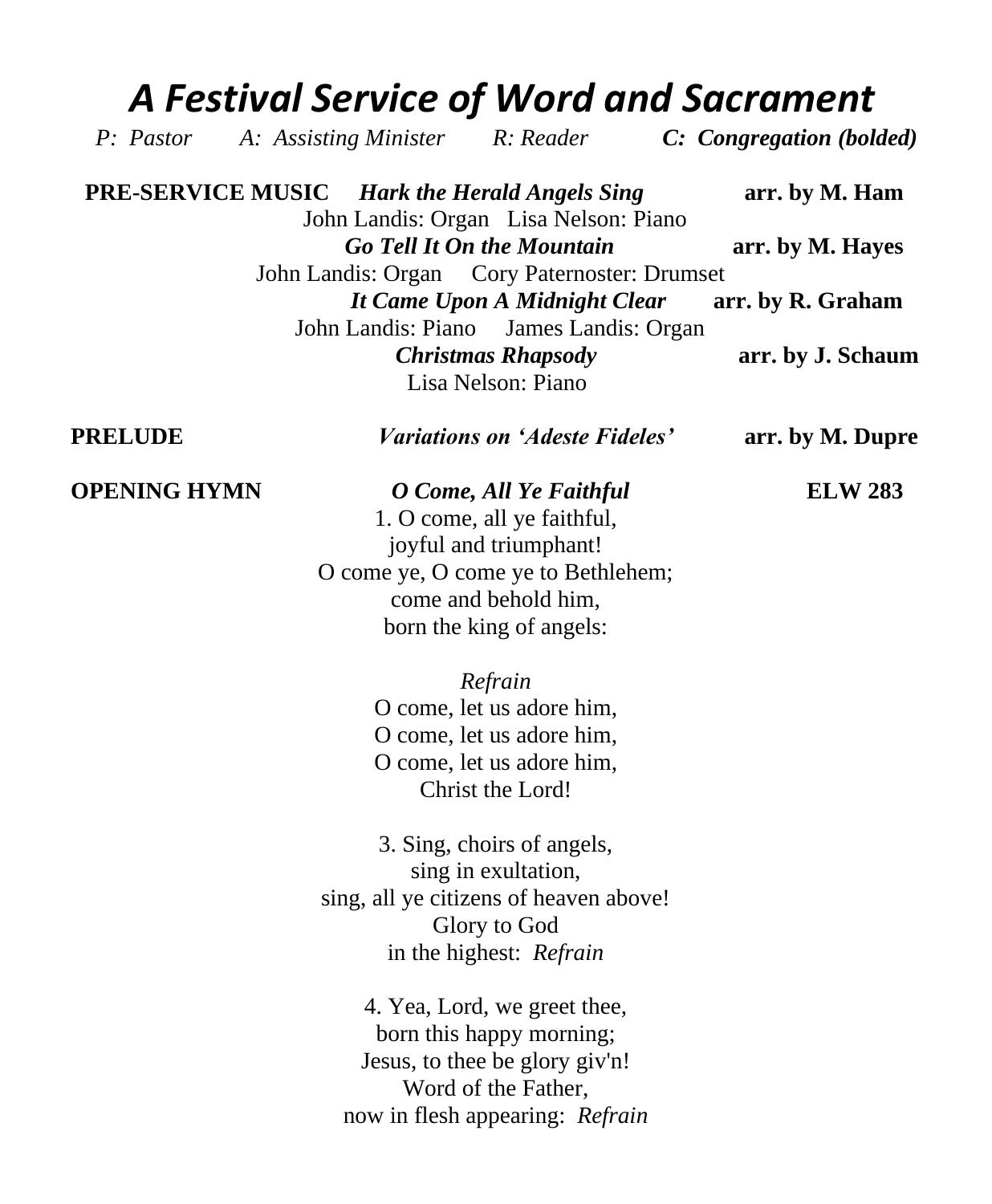# *A Festival Service of Word and Sacrament*

*P: Pastor* *A: Assisting Minister* *R: Reader* ***C: Congregation (bolded)***

**PRE-SERVICE MUSIC** ***Hark the Herald Angels Sing*** **arr. by M. Ham**

John Landis: Organ Lisa Nelson: Piano

***Go Tell It On the Mountain*** **arr. by M. Hayes**

John Landis: Organ Cory Paternoster: Drumset

***It Came Upon A Midnight Clear*** **arr. by R. Graham**

John Landis: Piano James Landis: Organ

***Christmas Rhapsody*** **arr. by J. Schaum**

Lisa Nelson: Piano

**PRELUDE** ***Variations on 'Adeste Fideles'*** **arr. by M. Dupre**

**OPENING HYMN** ***O Come, All Ye Faithful*** **ELW 283**

1. O come, all ye faithful,
joyful and triumphant!
O come ye, O come ye to Bethlehem;
come and behold him,
born the king of angels:

*Refrain*
O come, let us adore him,
O come, let us adore him,
O come, let us adore him,
Christ the Lord!

3. Sing, choirs of angels,
sing in exultation,
sing, all ye citizens of heaven above!
Glory to God
in the highest: *Refrain*

4. Yea, Lord, we greet thee,
born this happy morning;
Jesus, to thee be glory giv'n!
Word of the Father,
now in flesh appearing: *Refrain*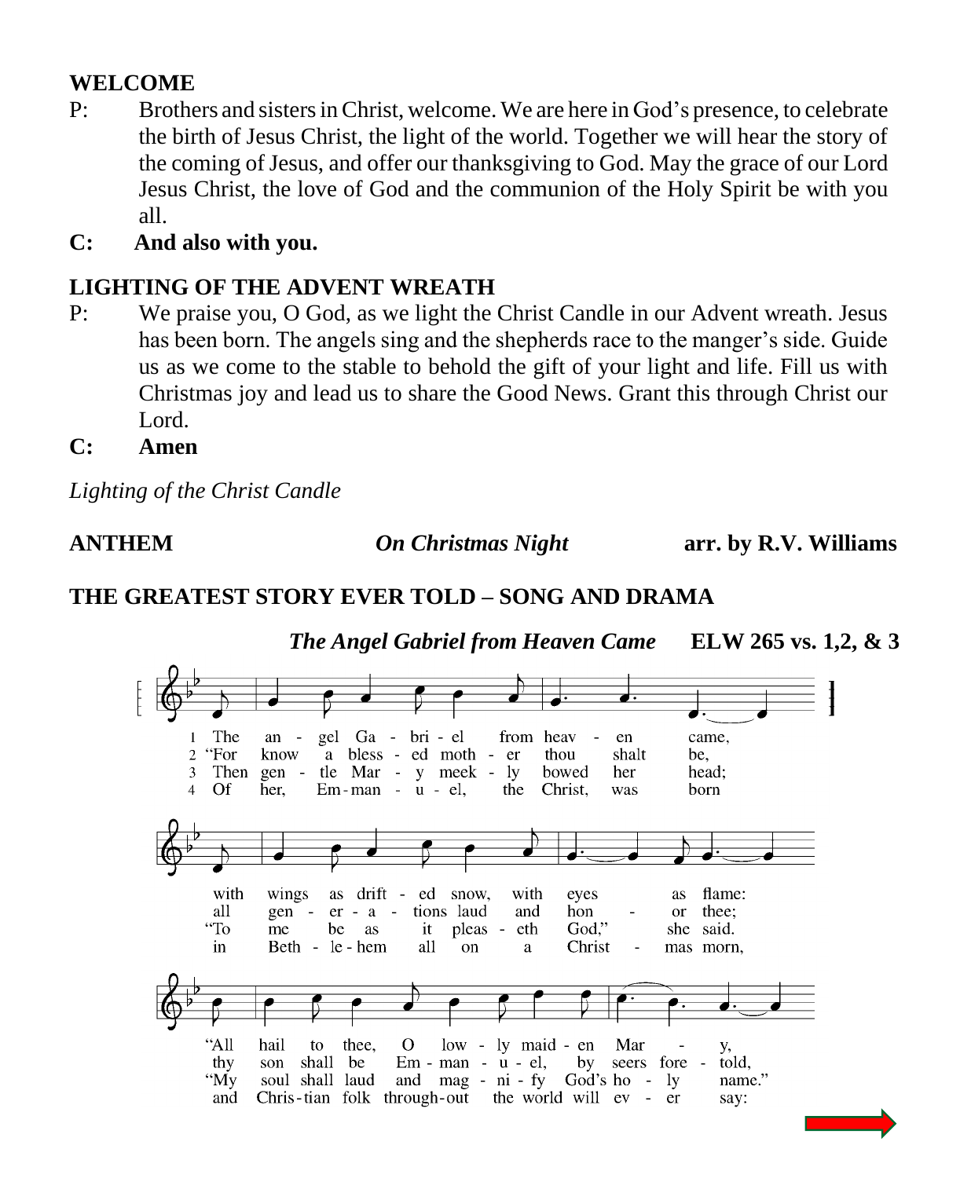**WELCOME**

P: Brothers and sisters in Christ, welcome. We are here in God's presence, to celebrate the birth of Jesus Christ, the light of the world. Together we will hear the story of the coming of Jesus, and offer our thanksgiving to God. May the grace of our Lord Jesus Christ, the love of God and the communion of the Holy Spirit be with you all.

**C: And also with you.**

**LIGHTING OF THE ADVENT WREATH**

P: We praise you, O God, as we light the Christ Candle in our Advent wreath. Jesus has been born. The angels sing and the shepherds race to the manger's side. Guide us as we come to the stable to behold the gift of your light and life. Fill us with Christmas joy and lead us to share the Good News. Grant this through Christ our Lord.

**C: Amen**

*Lighting of the Christ Candle*

**ANTHEM** ***On Christmas Night*** **arr. by R.V. Williams**

**THE GREATEST STORY EVER TOLD – SONG AND DRAMA**

***The Angel Gabriel from Heaven Came*** **ELW 265 vs. 1,2, & 3**

1 The angel Gabriel from heaven came, with wings as drifted snow, with eyes as flame: "All hail to thee, O lowly maiden Mary,
2 "For know a blessed mother thou shalt be, all generations laud and honor thee; thy son shall be Emmanuel, by seers foretold,
3 Then gentle Mary meekly bowed her head; "To me be as it pleaseth God," she said. "My soul shall laud and magnify God's holy name."
4 Of her, Emmanuel, the Christ, was born in Bethlehem all on a Christmas morn, and Christian folk throughout the world will ever say: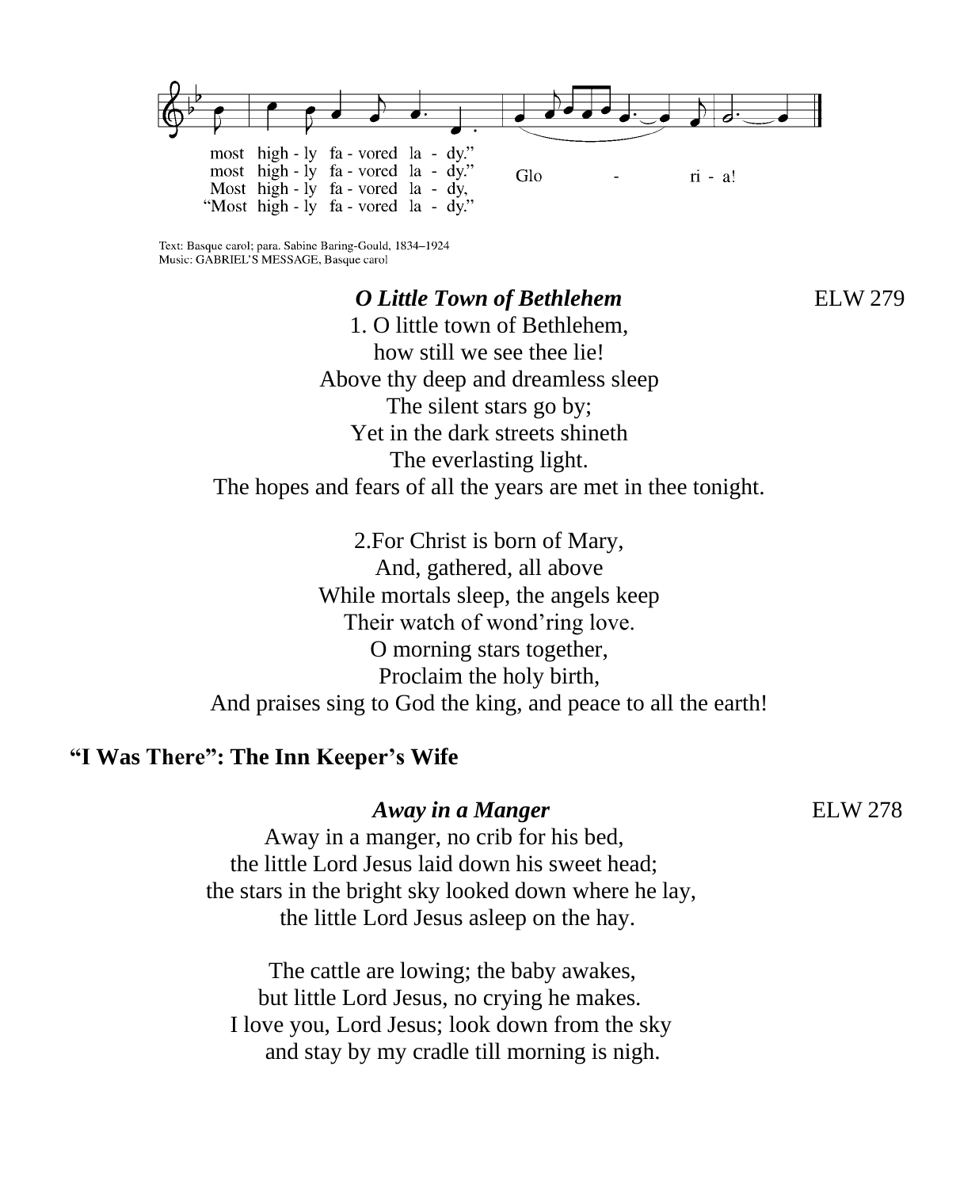most high - ly fa - vored la - dy."
most high - ly fa - vored la - dy."
Most high - ly fa - vored la - dy,
"Most high - ly fa - vored la - dy."

Glo - ri - a!

Text: Basque carol; para. Sabine Baring-Gould, 1834–1924
Music: GABRIEL'S MESSAGE, Basque carol

***O Little Town of Bethlehem*** ELW 279

1. O little town of Bethlehem,
how still we see thee lie!
Above thy deep and dreamless sleep
The silent stars go by;
Yet in the dark streets shineth
The everlasting light.
The hopes and fears of all the years are met in thee tonight.

2.For Christ is born of Mary,
And, gathered, all above
While mortals sleep, the angels keep
Their watch of wond'ring love.
O morning stars together,
Proclaim the holy birth,
And praises sing to God the king, and peace to all the earth!

**"I Was There": The Inn Keeper's Wife**

***Away in a Manger*** ELW 278

Away in a manger, no crib for his bed,
the little Lord Jesus laid down his sweet head;
the stars in the bright sky looked down where he lay,
the little Lord Jesus asleep on the hay.

The cattle are lowing; the baby awakes,
but little Lord Jesus, no crying he makes.
I love you, Lord Jesus; look down from the sky
and stay by my cradle till morning is nigh.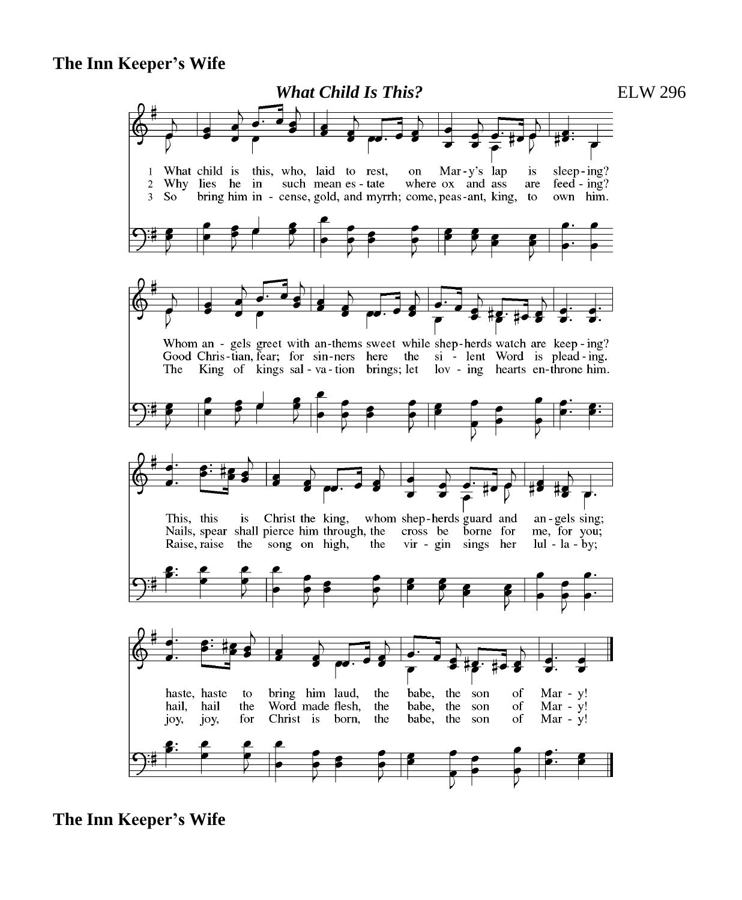**The Inn Keeper's Wife**

***What Child Is This?*** ELW 296

1 What child is this, who, laid to rest, on Mar-y's lap is sleep-ing?
Whom an-gels greet with an-thems sweet while shep-herds watch are keep-ing?
This, this is Christ the king, whom shep-herds guard and an-gels sing;
haste, haste to bring him laud, the babe, the son of Mar-y!

2 Why lies he in such mean es-tate where ox and ass are feed-ing?
Good Chris-tian, fear; for sin-ners here the si-lent Word is plead-ing.
Nails, spear shall pierce him through, the cross be borne for me, for you;
hail, hail the Word made flesh, the babe, the son of Mar-y!

3 So bring him in-cense, gold, and myrrh; come, peas-ant, king, to own him.
The King of kings sal-va-tion brings; let lov-ing hearts en-throne him.
Raise, raise the song on high, the vir-gin sings her lul-la-by;
joy, joy, for Christ is born, the babe, the son of Mar-y!

**The Inn Keeper's Wife**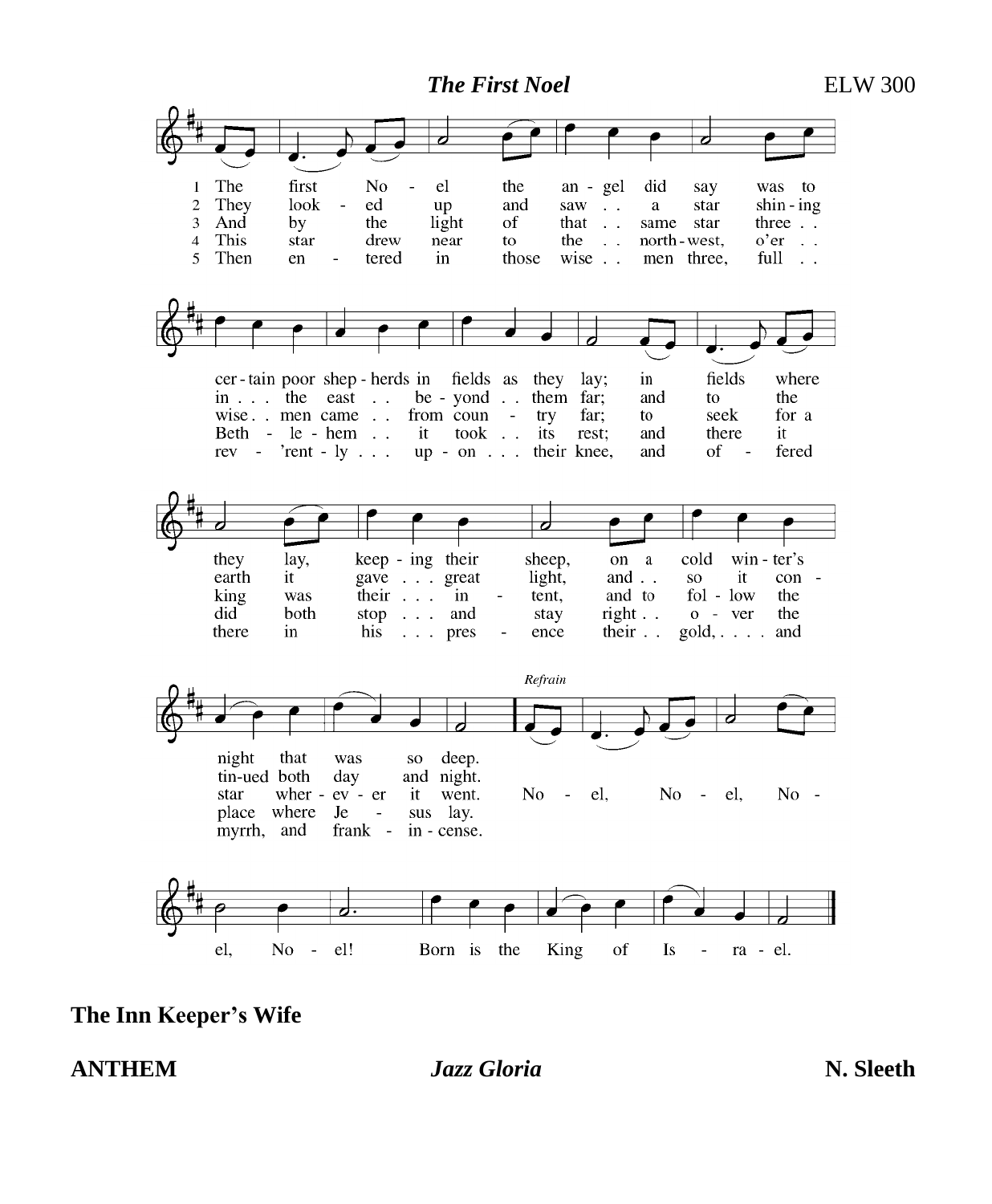*The First Noel* ELW 300

1 The first Noel the angel did say was to certain poor shepherds in fields as they lay; in fields where they lay, keeping their sheep, on a cold winter's night that was so deep.

2 They looked up and saw a star shining in the east beyond them far; and to the earth it gave great light, and so it continued both day and night.

3 And by the light of that same star three wise men came from country far; to seek for a king was their intent, and to follow the star wherever it went.

4 This star drew near to the northwest, o'er Bethlehem it took its rest; and there it did both stop and stay right over the place where Jesus lay.

5 Then entered in those wise men three, full reverently upon their knee, and offered there in his presence their gold, and myrrh, and frankincense.

*Refrain*

Noel, Noel, Noel, Noel! Born is the King of Israel.

**The Inn Keeper's Wife**

**ANTHEM** ***Jazz Gloria*** **N. Sleeth**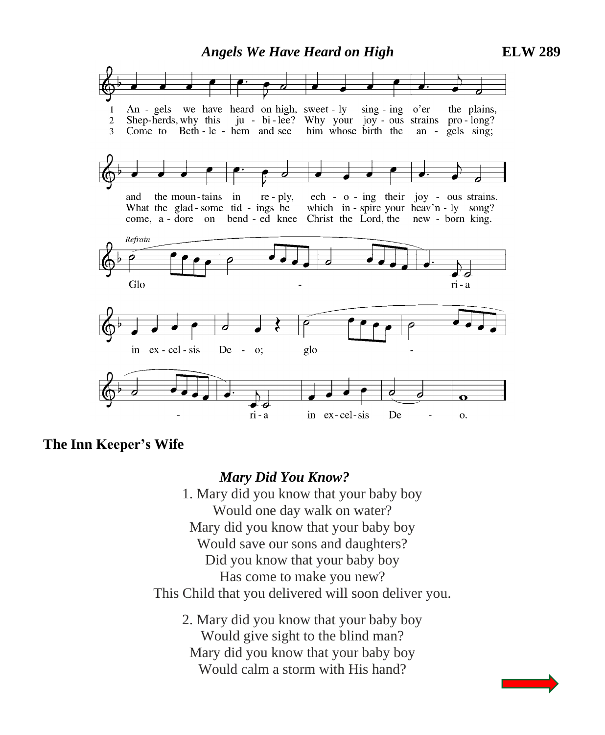***Angels We Have Heard on High*** **ELW 289**

1 An - gels we have heard on high, sweet - ly sing - ing o'er the plains,
2 Shep-herds, why this ju - bi - lee? Why your joy - ous strains pro - long?
3 Come to Beth - le - hem and see him whose birth the an - gels sing;

and the moun - tains in re - ply, ech - o - ing their joy - ous strains.
What the glad - some tid - ings be which in - spire your heav'n - ly song?
come, a - dore on bend - ed knee Christ the Lord, the new - born king.

*Refrain*

Glo - ri - a in ex - cel - sis De - o; glo - ri - a in ex - cel - sis De - o.

**The Inn Keeper's Wife**

***Mary Did You Know?***

1. Mary did you know that your baby boy
Would one day walk on water?
Mary did you know that your baby boy
Would save our sons and daughters?
Did you know that your baby boy
Has come to make you new?
This Child that you delivered will soon deliver you.

2. Mary did you know that your baby boy
Would give sight to the blind man?
Mary did you know that your baby boy
Would calm a storm with His hand?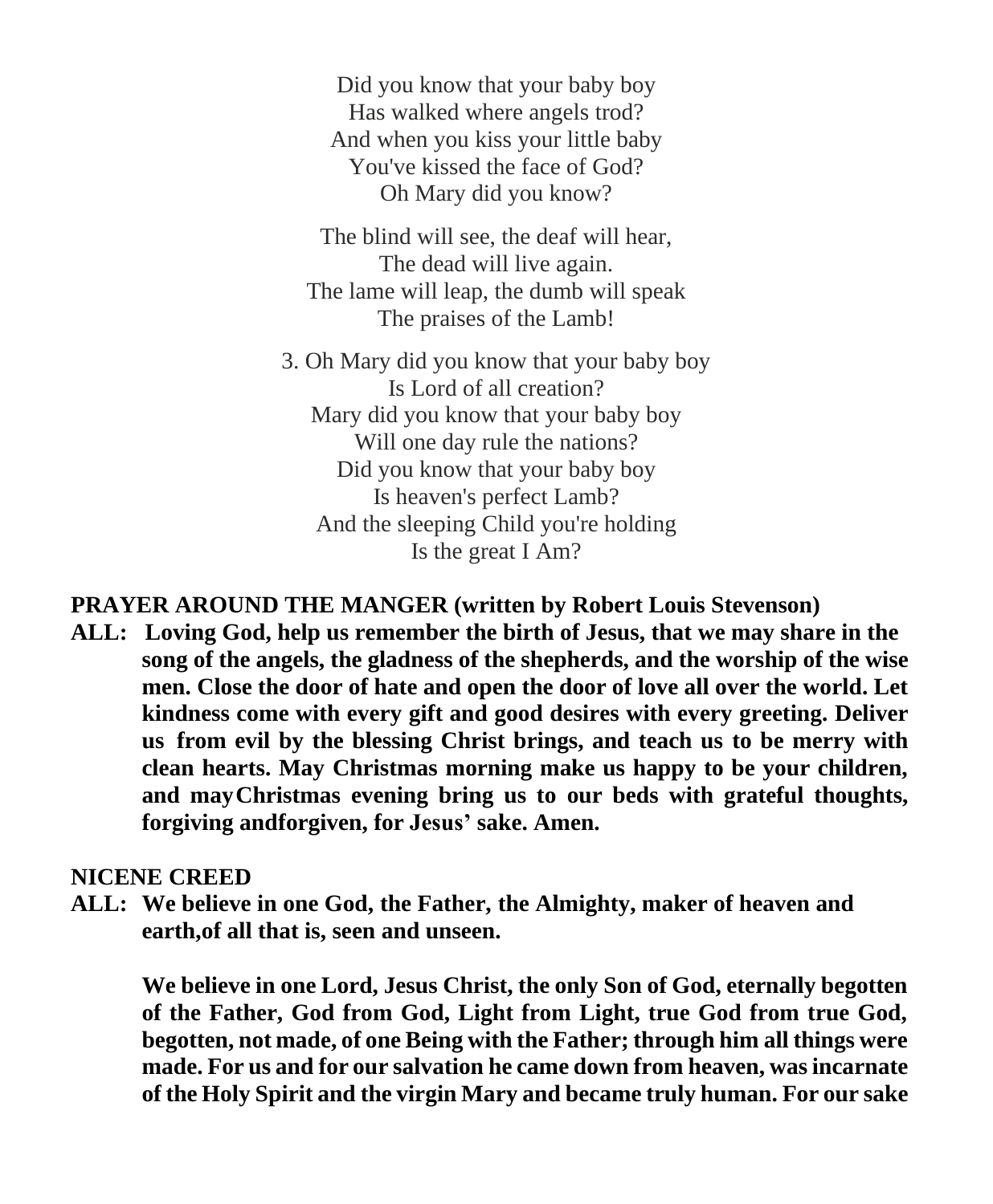Did you know that your baby boy
Has walked where angels trod?
And when you kiss your little baby
You've kissed the face of God?
Oh Mary did you know?

The blind will see, the deaf will hear,
The dead will live again.
The lame will leap, the dumb will speak
The praises of the Lamb!

3. Oh Mary did you know that your baby boy
Is Lord of all creation?
Mary did you know that your baby boy
Will one day rule the nations?
Did you know that your baby boy
Is heaven's perfect Lamb?
And the sleeping Child you're holding
Is the great I Am?

**PRAYER AROUND THE MANGER (written by Robert Louis Stevenson)**

**ALL: Loving God, help us remember the birth of Jesus, that we may share in the song of the angels, the gladness of the shepherds, and the worship of the wise men. Close the door of hate and open the door of love all over the world. Let kindness come with every gift and good desires with every greeting. Deliver us from evil by the blessing Christ brings, and teach us to be merry with clean hearts. May Christmas morning make us happy to be your children, and may Christmas evening bring us to our beds with grateful thoughts, forgiving and forgiven, for Jesus' sake. Amen.**

**NICENE CREED**

**ALL: We believe in one God, the Father, the Almighty, maker of heaven and earth, of all that is, seen and unseen.**

**We believe in one Lord, Jesus Christ, the only Son of God, eternally begotten of the Father, God from God, Light from Light, true God from true God, begotten, not made, of one Being with the Father; through him all things were made. For us and for our salvation he came down from heaven, was incarnate of the Holy Spirit and the virgin Mary and became truly human. For our sake**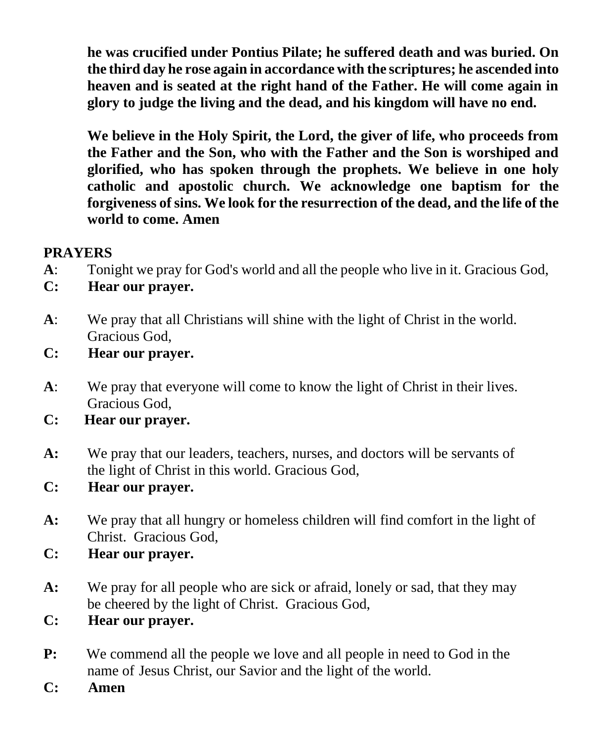**he was crucified under Pontius Pilate; he suffered death and was buried. On the third day he rose again in accordance with the scriptures; he ascended into heaven and is seated at the right hand of the Father. He will come again in glory to judge the living and the dead, and his kingdom will have no end.**

**We believe in the Holy Spirit, the Lord, the giver of life, who proceeds from the Father and the Son, who with the Father and the Son is worshiped and glorified, who has spoken through the prophets. We believe in one holy catholic and apostolic church. We acknowledge one baptism for the forgiveness of sins. We look for the resurrection of the dead, and the life of the world to come. Amen**

**PRAYERS**

**A**: Tonight we pray for God's world and all the people who live in it. Gracious God,
**C: Hear our prayer.**

**A**: We pray that all Christians will shine with the light of Christ in the world. Gracious God,
**C: Hear our prayer.**

**A**: We pray that everyone will come to know the light of Christ in their lives. Gracious God,
**C: Hear our prayer.**

**A:** We pray that our leaders, teachers, nurses, and doctors will be servants of the light of Christ in this world. Gracious God,
**C: Hear our prayer.**

**A:** We pray that all hungry or homeless children will find comfort in the light of Christ. Gracious God,
**C: Hear our prayer.**

**A:** We pray for all people who are sick or afraid, lonely or sad, that they may be cheered by the light of Christ. Gracious God,
**C: Hear our prayer.**

**P:** We commend all the people we love and all people in need to God in the name of Jesus Christ, our Savior and the light of the world.
**C: Amen**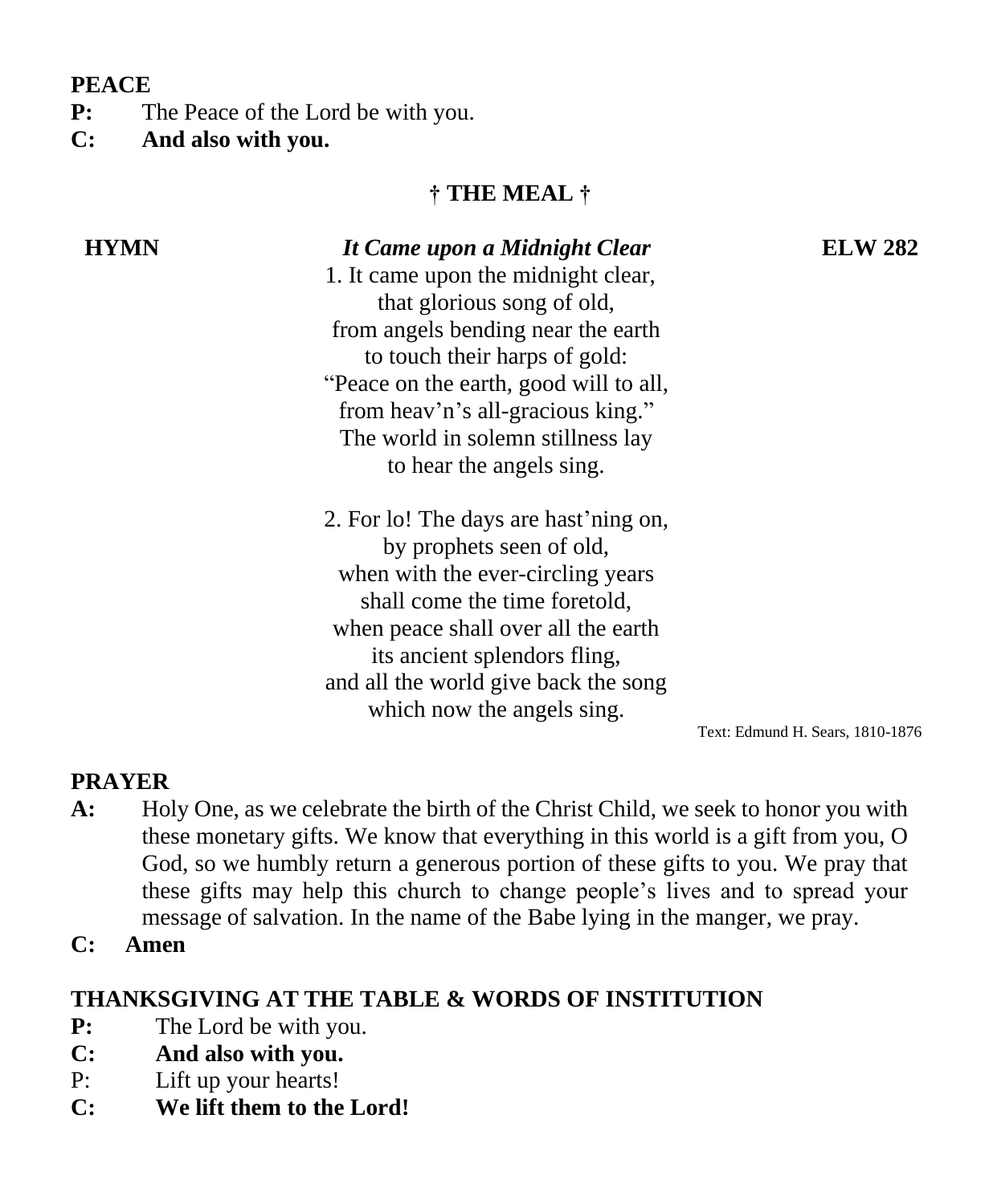**PEACE**

**P:** The Peace of the Lord be with you.

**C: And also with you.**

## † THE MEAL †

**HYMN** ***It Came upon a Midnight Clear*** **ELW 282**

1. It came upon the midnight clear,
that glorious song of old,
from angels bending near the earth
to touch their harps of gold:
"Peace on the earth, good will to all,
from heav'n's all-gracious king."
The world in solemn stillness lay
to hear the angels sing.

2. For lo! The days are hast'ning on,
by prophets seen of old,
when with the ever-circling years
shall come the time foretold,
when peace shall over all the earth
its ancient splendors fling,
and all the world give back the song
which now the angels sing.

Text: Edmund H. Sears, 1810-1876

**PRAYER**

**A:** Holy One, as we celebrate the birth of the Christ Child, we seek to honor you with these monetary gifts. We know that everything in this world is a gift from you, O God, so we humbly return a generous portion of these gifts to you. We pray that these gifts may help this church to change people's lives and to spread your message of salvation. In the name of the Babe lying in the manger, we pray.

**C: Amen**

**THANKSGIVING AT THE TABLE & WORDS OF INSTITUTION**

**P:** The Lord be with you.

**C: And also with you.**

P: Lift up your hearts!

**C: We lift them to the Lord!**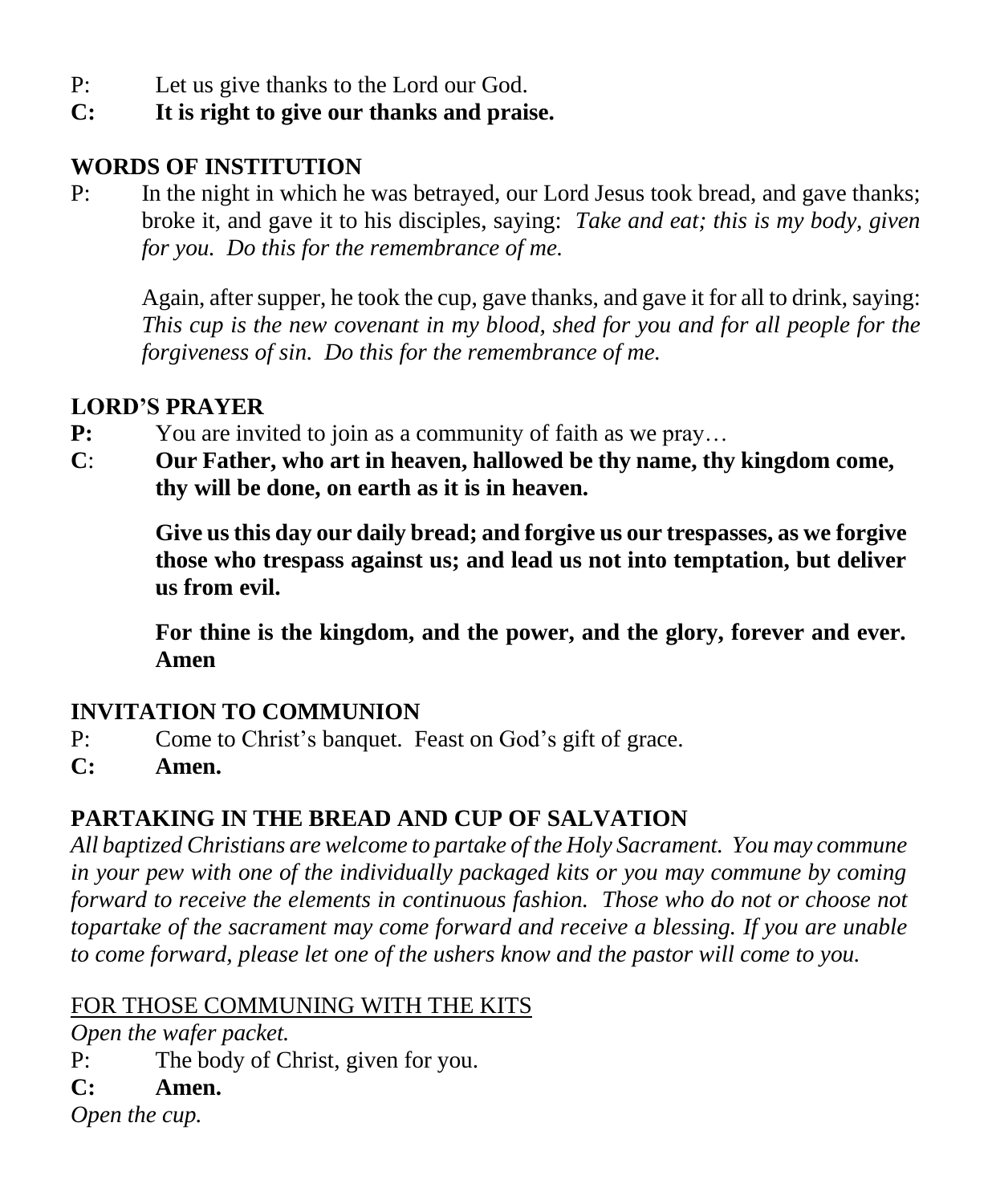P: Let us give thanks to the Lord our God.

**C: It is right to give our thanks and praise.**

## WORDS OF INSTITUTION

P: In the night in which he was betrayed, our Lord Jesus took bread, and gave thanks; broke it, and gave it to his disciples, saying: *Take and eat; this is my body, given for you. Do this for the remembrance of me.*

Again, after supper, he took the cup, gave thanks, and gave it for all to drink, saying: *This cup is the new covenant in my blood, shed for you and for all people for the forgiveness of sin. Do this for the remembrance of me.*

## LORD'S PRAYER

**P:** You are invited to join as a community of faith as we pray…

**C**: **Our Father, who art in heaven, hallowed be thy name, thy kingdom come, thy will be done, on earth as it is in heaven.**

**Give us this day our daily bread; and forgive us our trespasses, as we forgive those who trespass against us; and lead us not into temptation, but deliver us from evil.**

**For thine is the kingdom, and the power, and the glory, forever and ever. Amen**

## INVITATION TO COMMUNION

P: Come to Christ's banquet. Feast on God's gift of grace.

**C: Amen.**

## PARTAKING IN THE BREAD AND CUP OF SALVATION

*All baptized Christians are welcome to partake of the Holy Sacrament. You may commune in your pew with one of the individually packaged kits or you may commune by coming forward to receive the elements in continuous fashion. Those who do not or choose not topartake of the sacrament may come forward and receive a blessing. If you are unable to come forward, please let one of the ushers know and the pastor will come to you.*

<u>FOR THOSE COMMUNING WITH THE KITS</u>

*Open the wafer packet.*

P: The body of Christ, given for you.

**C: Amen.**

*Open the cup.*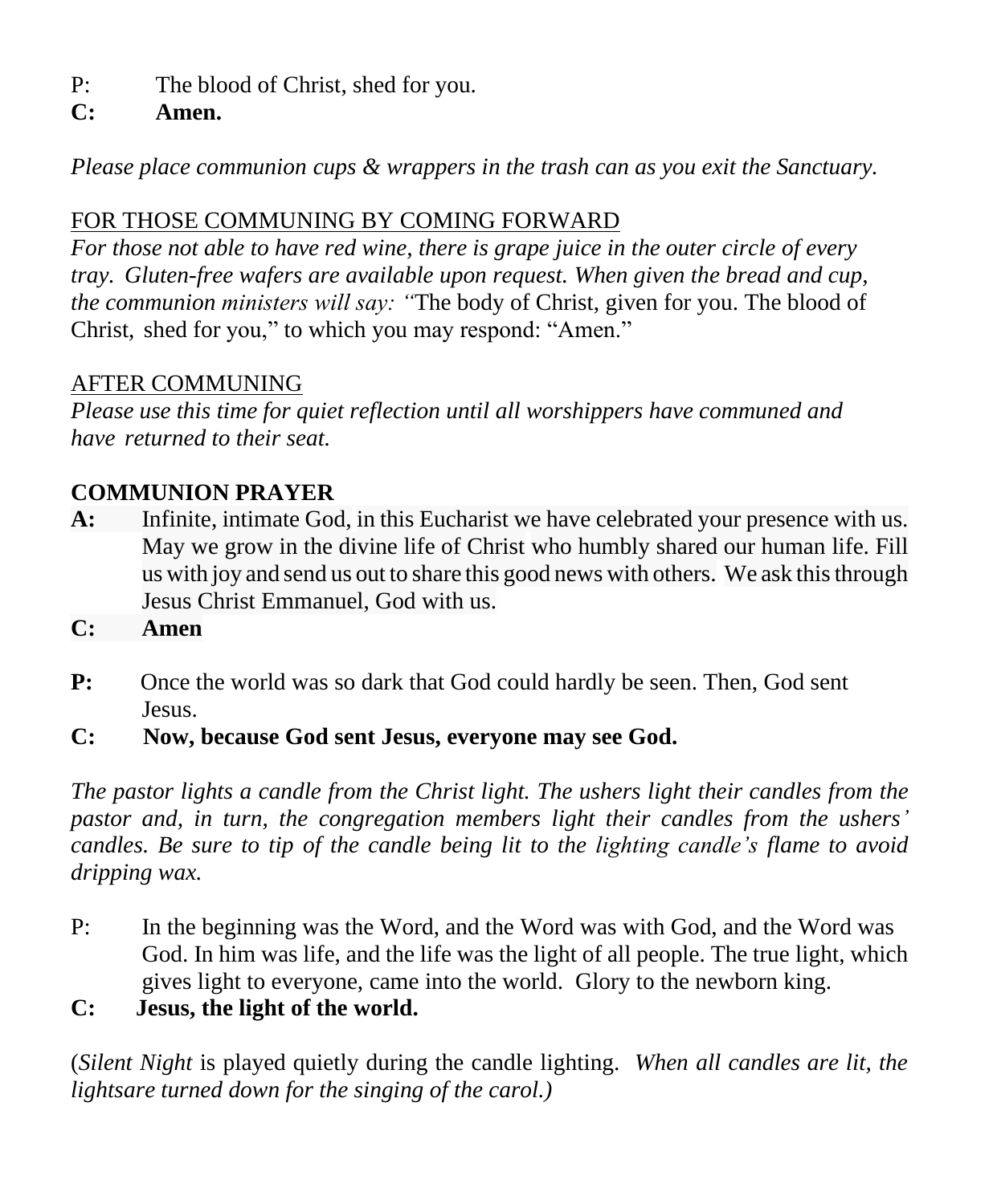P: The blood of Christ, shed for you.

**C: Amen.**

*Please place communion cups & wrappers in the trash can as you exit the Sanctuary.*

FOR THOSE COMMUNING BY COMING FORWARD

*For those not able to have red wine, there is grape juice in the outer circle of every tray. Gluten-free wafers are available upon request. When given the bread and cup, the communion ministers will say: "*The body of Christ, given for you. The blood of Christ, shed for you," to which you may respond: "Amen."

AFTER COMMUNING

*Please use this time for quiet reflection until all worshippers have communed and have returned to their seat.*

**COMMUNION PRAYER**

**A:** Infinite, intimate God, in this Eucharist we have celebrated your presence with us. May we grow in the divine life of Christ who humbly shared our human life. Fill us with joy and send us out to share this good news with others. We ask this through Jesus Christ Emmanuel, God with us.

**C: Amen**

**P:** Once the world was so dark that God could hardly be seen. Then, God sent Jesus.

**C: Now, because God sent Jesus, everyone may see God.**

*The pastor lights a candle from the Christ light. The ushers light their candles from the pastor and, in turn, the congregation members light their candles from the ushers' candles. Be sure to tip of the candle being lit to the lighting candle's flame to avoid dripping wax.*

P: In the beginning was the Word, and the Word was with God, and the Word was God. In him was life, and the life was the light of all people. The true light, which gives light to everyone, came into the world. Glory to the newborn king.

**C: Jesus, the light of the world.**

(*Silent Night* is played quietly during the candle lighting. *When all candles are lit, the lightsare turned down for the singing of the carol.)*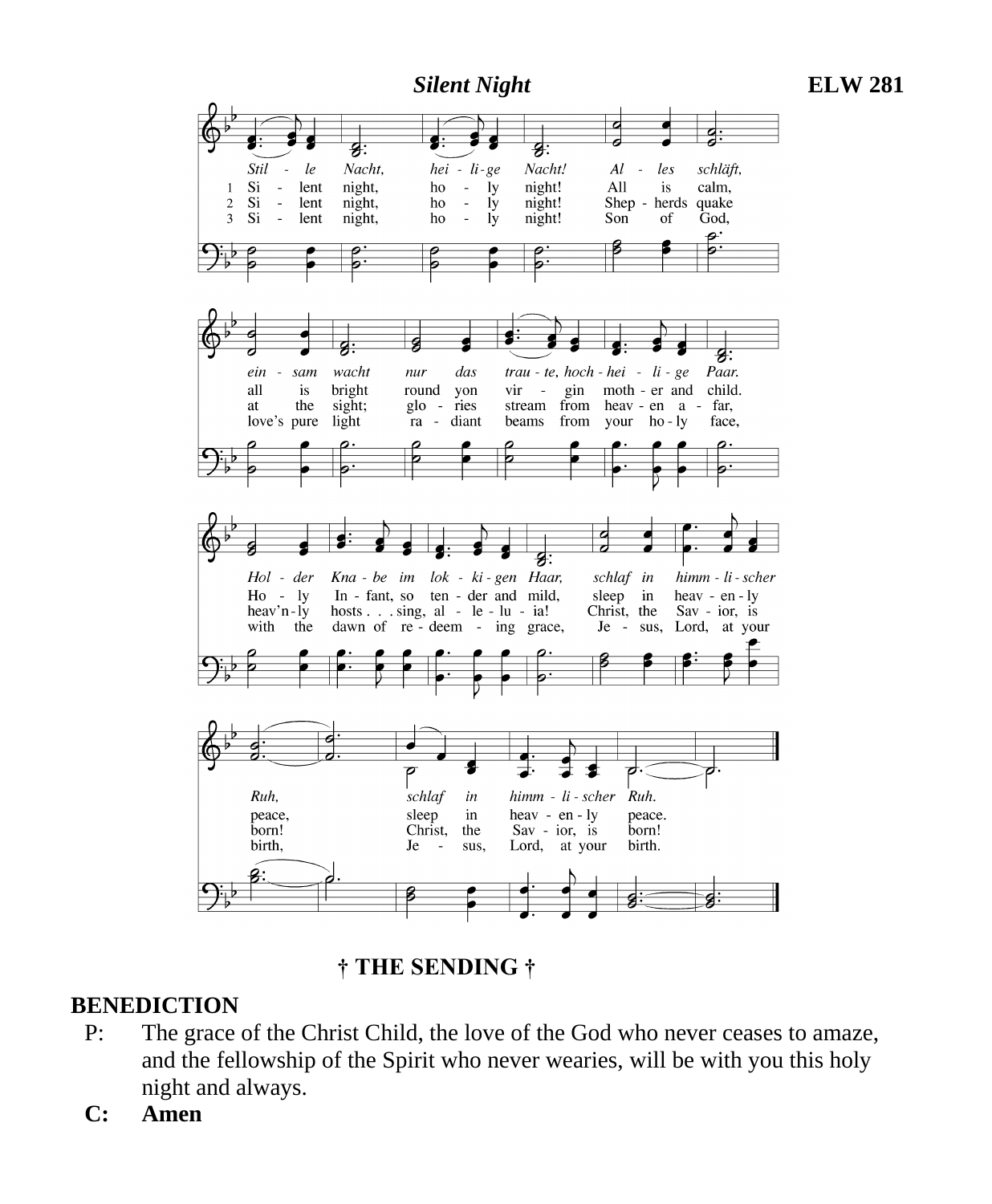## *Silent Night* — ELW 281

*Stil - le Nacht, hei - li - ge Nacht! Al - les schläft, ein - sam wacht nur das trau - te, hoch - hei - li - ge Paar. Hol - der Kna - be im lok - ki - gen Haar, schlaf in himm - li - scher Ruh, schlaf in himm - li - scher Ruh.*

1 Si - lent night, ho - ly night! All is calm, all is bright round yon vir - gin moth - er and child. Ho - ly In - fant, so ten - der and mild, sleep in heav - en - ly peace, sleep in heav - en - ly peace.

2 Si - lent night, ho - ly night! Shep - herds quake at the sight; glo - ries stream from heav - en a - far, heav'n - ly hosts . . . sing, al - le - lu - ia! Christ, the Sav - ior, is born! Christ, the Sav - ior, is born!

3 Si - lent night, ho - ly night! Son of God, love's pure light ra - diant beams from your ho - ly face, with the dawn of re - deem - ing grace, Je - sus, Lord, at your birth, Je - sus, Lord, at your birth.

## † THE SENDING †

**BENEDICTION**

P: The grace of the Christ Child, the love of the God who never ceases to amaze, and the fellowship of the Spirit who never wearies, will be with you this holy night and always.

**C: Amen**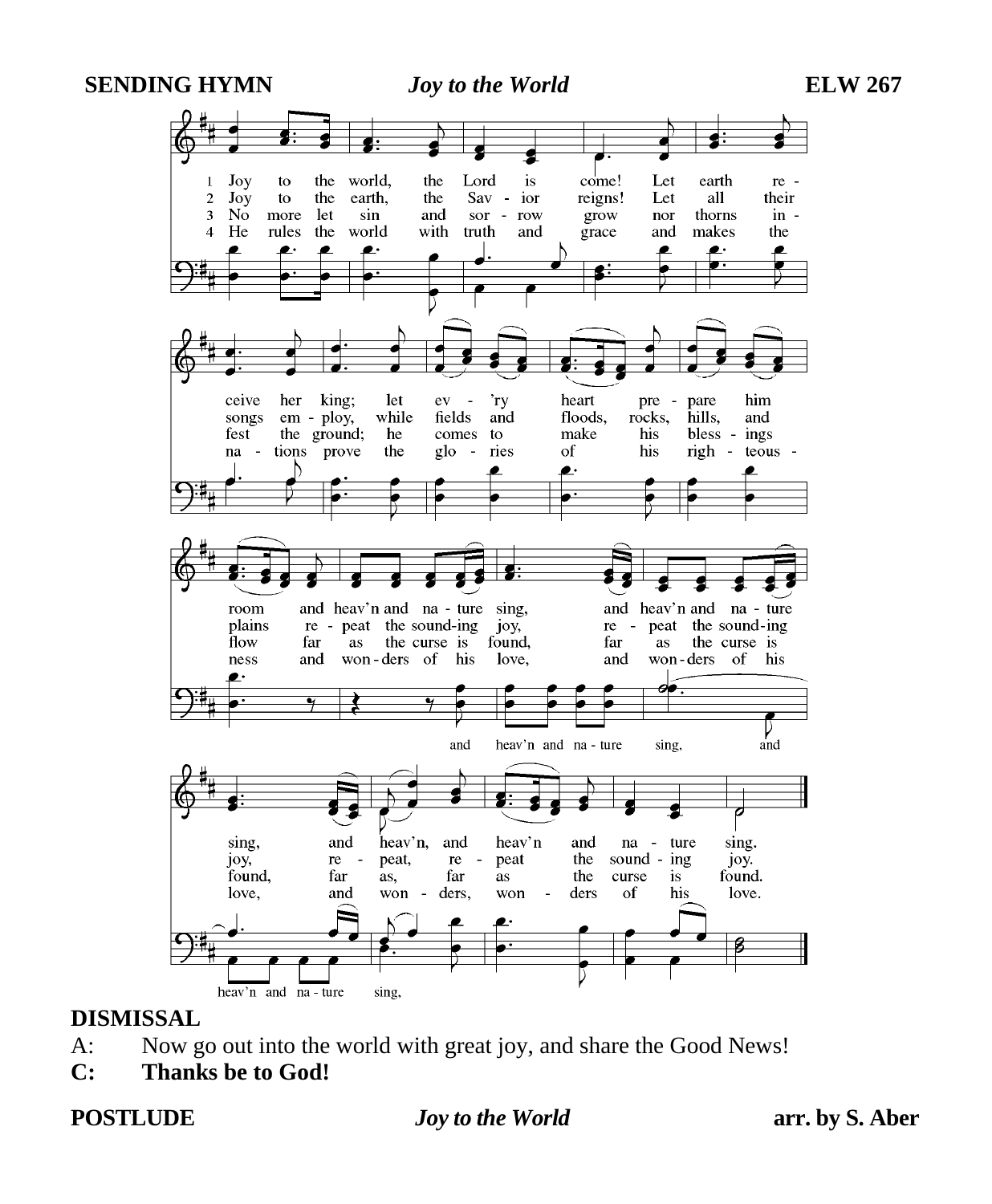**SENDING HYMN** *Joy to the World* **ELW 267**

1 Joy to the world, the Lord is come! Let earth receive her king; let ev'ry heart prepare him room and heav'n and nature sing, and heav'n and nature sing, and heav'n, and heav'n and nature sing.

2 Joy to the earth, the Savior reigns! Let all their songs employ, while fields and floods, rocks, hills, and plains repeat the sounding joy, repeat the sounding joy, repeat, repeat the sounding joy.

3 No more let sin and sorrow grow nor thorns infest the ground; he comes to make his blessings flow far as the curse is found, far as the curse is found, far as, far as the curse is found.

4 He rules the world with truth and grace and makes the nations prove the glories of his righteousness and wonders of his love, and wonders of his love, and wonders, wonders of his love.

**DISMISSAL**

A: Now go out into the world with great joy, and share the Good News!

**C: Thanks be to God!**

**POSTLUDE** *Joy to the World* **arr. by S. Aber**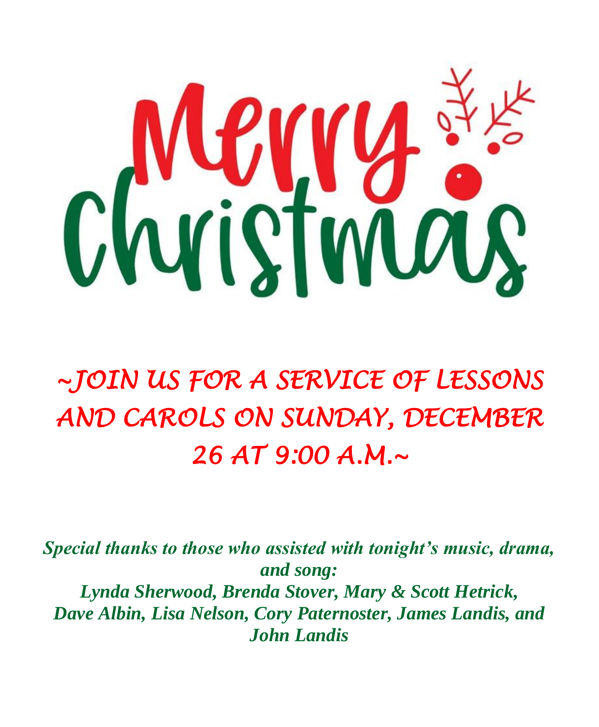# Merry Christmas

## ~JOIN US FOR A SERVICE OF LESSONS AND CAROLS ON SUNDAY, DECEMBER 26 AT 9:00 A.M.~

***Special thanks to those who assisted with tonight's music, drama, and song:***
***Lynda Sherwood, Brenda Stover, Mary & Scott Hetrick, Dave Albin, Lisa Nelson, Cory Paternoster, James Landis, and John Landis***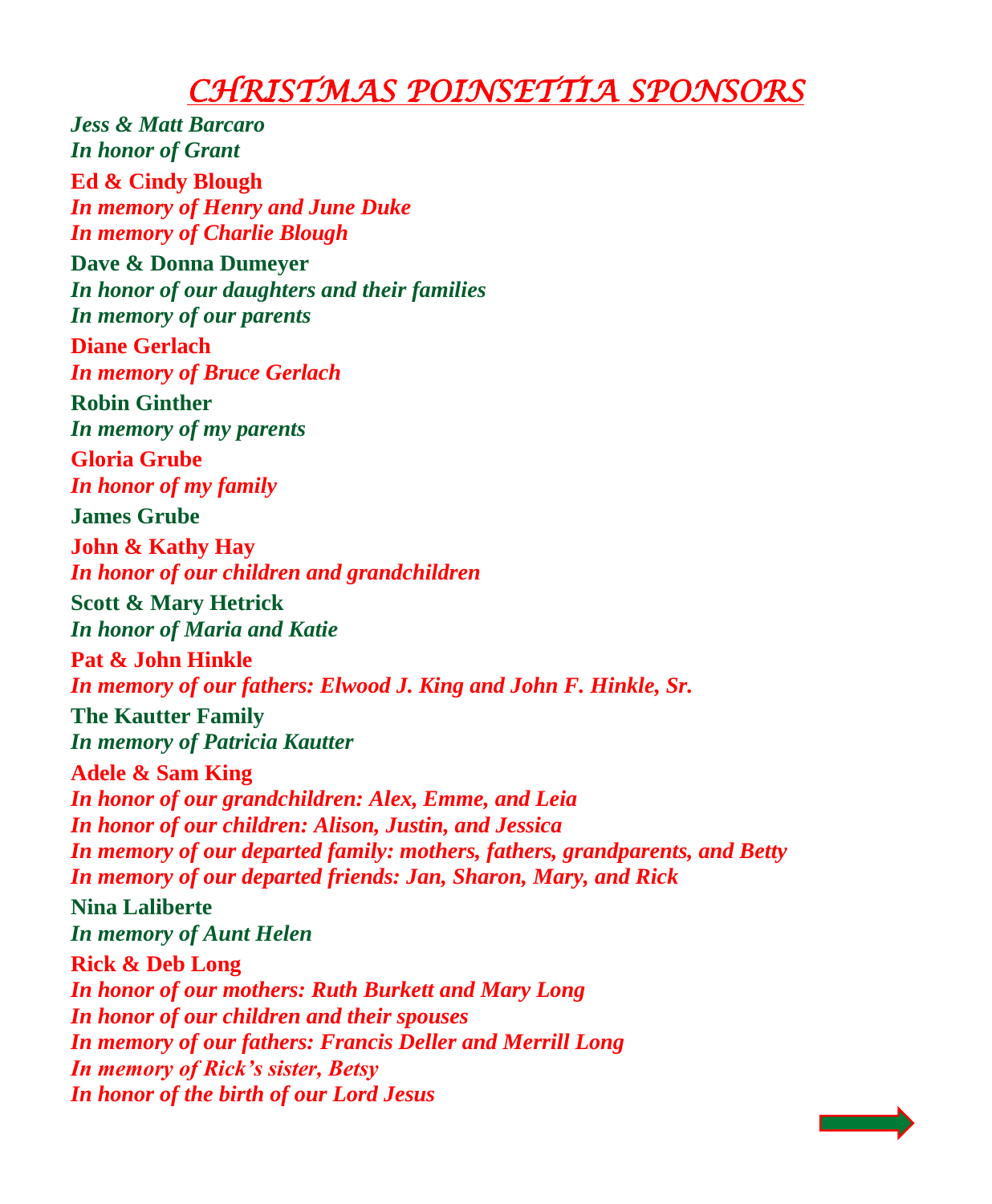# *CHRISTMAS POINSETTIA SPONSORS*

***Jess & Matt Barcaro***
*In honor of Grant*

**Ed & Cindy Blough**
*In memory of Henry and June Duke*
*In memory of Charlie Blough*

**Dave & Donna Dumeyer**
*In honor of our daughters and their families*
*In memory of our parents*

**Diane Gerlach**
*In memory of Bruce Gerlach*

**Robin Ginther**
*In memory of my parents*

**Gloria Grube**
*In honor of my family*

**James Grube**

**John & Kathy Hay**
*In honor of our children and grandchildren*

**Scott & Mary Hetrick**
*In honor of Maria and Katie*

**Pat & John Hinkle**
*In memory of our fathers: Elwood J. King and John F. Hinkle, Sr.*

**The Kautter Family**
*In memory of Patricia Kautter*

**Adele & Sam King**
*In honor of our grandchildren: Alex, Emme, and Leia*
*In honor of our children: Alison, Justin, and Jessica*
*In memory of our departed family: mothers, fathers, grandparents, and Betty*
*In memory of our departed friends: Jan, Sharon, Mary, and Rick*

**Nina Laliberte**
*In memory of Aunt Helen*

**Rick & Deb Long**
*In honor of our mothers: Ruth Burkett and Mary Long*
*In honor of our children and their spouses*
*In memory of our fathers: Francis Deller and Merrill Long*
*In memory of Rick's sister, Betsy*
*In honor of the birth of our Lord Jesus*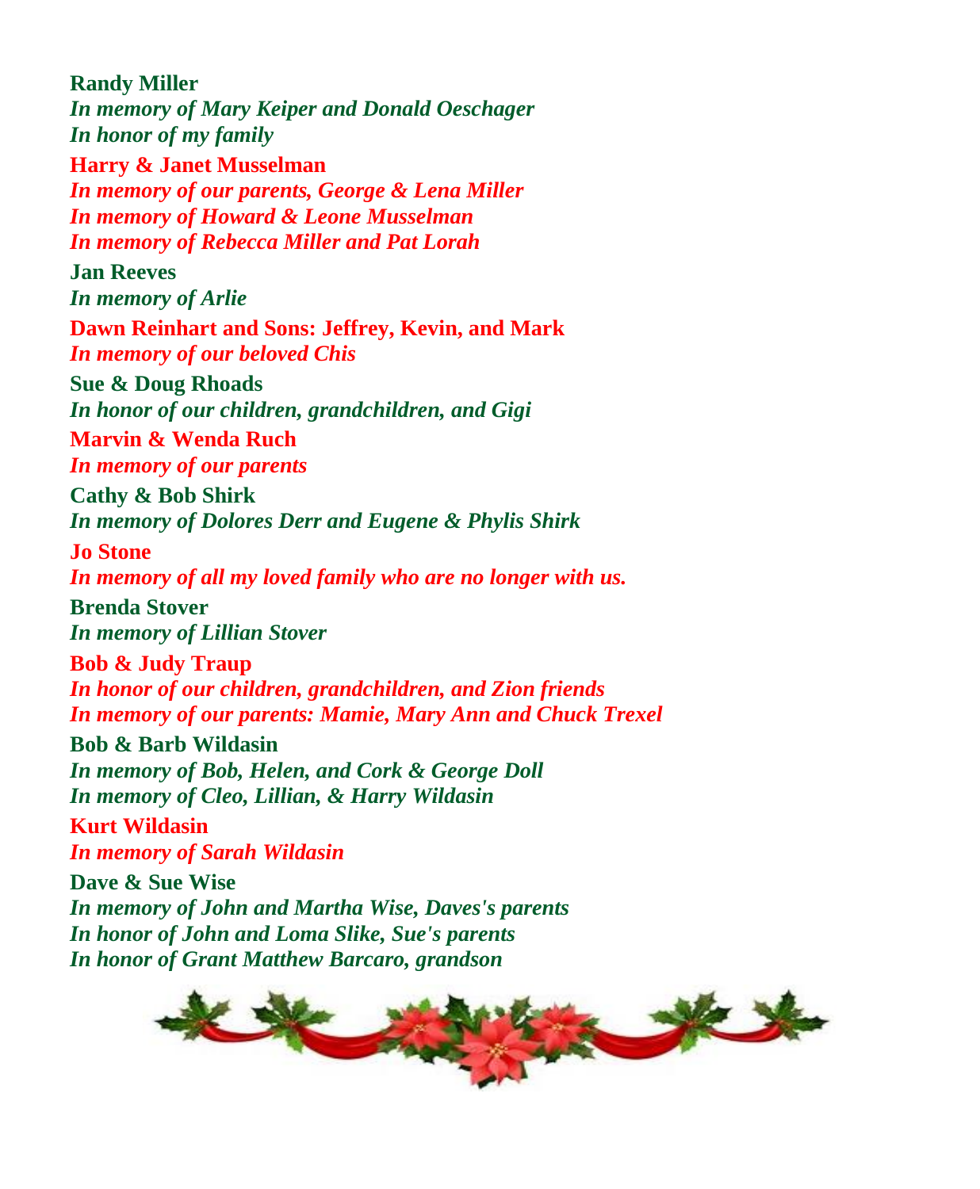**Randy Miller**
*In memory of Mary Keiper and Donald Oeschager*
*In honor of my family*

**Harry & Janet Musselman**
*In memory of our parents, George & Lena Miller*
*In memory of Howard & Leone Musselman*
*In memory of Rebecca Miller and Pat Lorah*

**Jan Reeves**
*In memory of Arlie*

**Dawn Reinhart and Sons: Jeffrey, Kevin, and Mark**
*In memory of our beloved Chis*

**Sue & Doug Rhoads**
*In honor of our children, grandchildren, and Gigi*

**Marvin & Wenda Ruch**
*In memory of our parents*

**Cathy & Bob Shirk**
*In memory of Dolores Derr and Eugene & Phylis Shirk*

**Jo Stone**
*In memory of all my loved family who are no longer with us.*

**Brenda Stover**
*In memory of Lillian Stover*

**Bob & Judy Traup**
*In honor of our children, grandchildren, and Zion friends*
*In memory of our parents: Mamie, Mary Ann and Chuck Trexel*

**Bob & Barb Wildasin**
*In memory of Bob, Helen, and Cork & George Doll*
*In memory of Cleo, Lillian, & Harry Wildasin*

**Kurt Wildasin**
*In memory of Sarah Wildasin*

**Dave & Sue Wise**
*In memory of John and Martha Wise, Daves's parents*
*In honor of John and Loma Slike, Sue's parents*
*In honor of Grant Matthew Barcaro, grandson*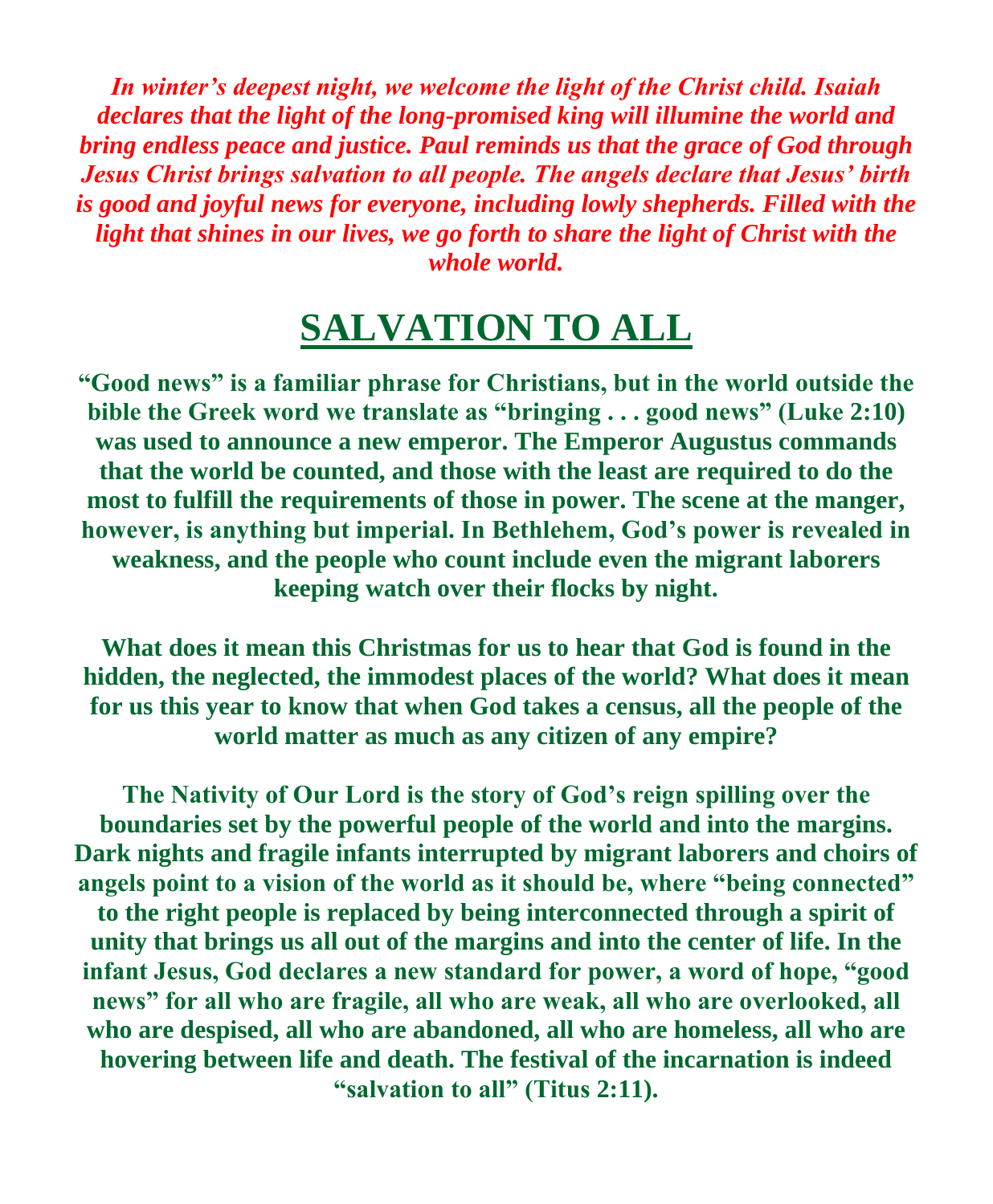***In winter's deepest night, we welcome the light of the Christ child. Isaiah declares that the light of the long-promised king will illumine the world and bring endless peace and justice. Paul reminds us that the grace of God through Jesus Christ brings salvation to all people. The angels declare that Jesus' birth is good and joyful news for everyone, including lowly shepherds. Filled with the light that shines in our lives, we go forth to share the light of Christ with the whole world.***

# SALVATION TO ALL

**"Good news" is a familiar phrase for Christians, but in the world outside the bible the Greek word we translate as "bringing . . . good news" (Luke 2:10) was used to announce a new emperor. The Emperor Augustus commands that the world be counted, and those with the least are required to do the most to fulfill the requirements of those in power. The scene at the manger, however, is anything but imperial. In Bethlehem, God's power is revealed in weakness, and the people who count include even the migrant laborers keeping watch over their flocks by night.**

**What does it mean this Christmas for us to hear that God is found in the hidden, the neglected, the immodest places of the world? What does it mean for us this year to know that when God takes a census, all the people of the world matter as much as any citizen of any empire?**

**The Nativity of Our Lord is the story of God's reign spilling over the boundaries set by the powerful people of the world and into the margins. Dark nights and fragile infants interrupted by migrant laborers and choirs of angels point to a vision of the world as it should be, where "being connected" to the right people is replaced by being interconnected through a spirit of unity that brings us all out of the margins and into the center of life. In the infant Jesus, God declares a new standard for power, a word of hope, "good news" for all who are fragile, all who are weak, all who are overlooked, all who are despised, all who are abandoned, all who are homeless, all who are hovering between life and death. The festival of the incarnation is indeed "salvation to all" (Titus 2:11).**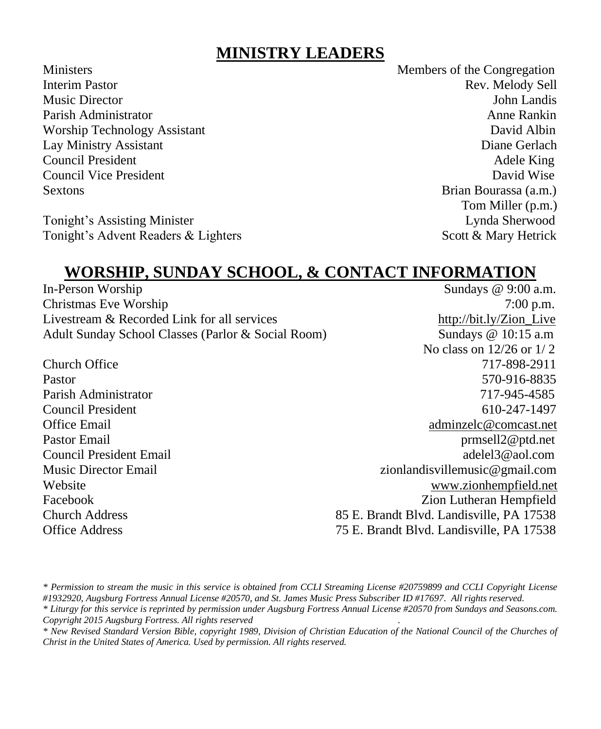## MINISTRY LEADERS

| | |
|---|---|
| Ministers | Members of the Congregation |
| Interim Pastor | Rev. Melody Sell |
| Music Director | John Landis |
| Parish Administrator | Anne Rankin |
| Worship Technology Assistant | David Albin |
| Lay Ministry Assistant | Diane Gerlach |
| Council President | Adele King |
| Council Vice President | David Wise |
| Sextons | Brian Bourassa (a.m.) |
| | Tom Miller (p.m.) |
| Tonight's Assisting Minister | Lynda Sherwood |
| Tonight's Advent Readers & Lighters | Scott & Mary Hetrick |

## WORSHIP, SUNDAY SCHOOL, & CONTACT INFORMATION

| | |
|---|---|
| In-Person Worship | Sundays @ 9:00 a.m. |
| Christmas Eve Worship | 7:00 p.m. |
| Livestream & Recorded Link for all services | http://bit.ly/Zion_Live |
| Adult Sunday School Classes (Parlor & Social Room) | Sundays @ 10:15 a.m |
| | No class on 12/26 or 1/ 2 |
| Church Office | 717-898-2911 |
| Pastor | 570-916-8835 |
| Parish Administrator | 717-945-4585 |
| Council President | 610-247-1497 |
| Office Email | adminzelc@comcast.net |
| Pastor Email | prmsell2@ptd.net |
| Council President Email | adelel3@aol.com |
| Music Director Email | zionlandisvillemusic@gmail.com |
| Website | www.zionhempfield.net |
| Facebook | Zion Lutheran Hempfield |
| Church Address | 85 E. Brandt Blvd. Landisville, PA 17538 |
| Office Address | 75 E. Brandt Blvd. Landisville, PA 17538 |

*\* Permission to stream the music in this service is obtained from CCLI Streaming License #20759899 and CCLI Copyright License #1932920, Augsburg Fortress Annual License #20570, and St. James Music Press Subscriber ID #17697. All rights reserved.*

*\* Liturgy for this service is reprinted by permission under Augsburg Fortress Annual License #20570 from Sundays and Seasons.com. Copyright 2015 Augsburg Fortress. All rights reserved* .

*\* New Revised Standard Version Bible, copyright 1989, Division of Christian Education of the National Council of the Churches of Christ in the United States of America. Used by permission. All rights reserved.*